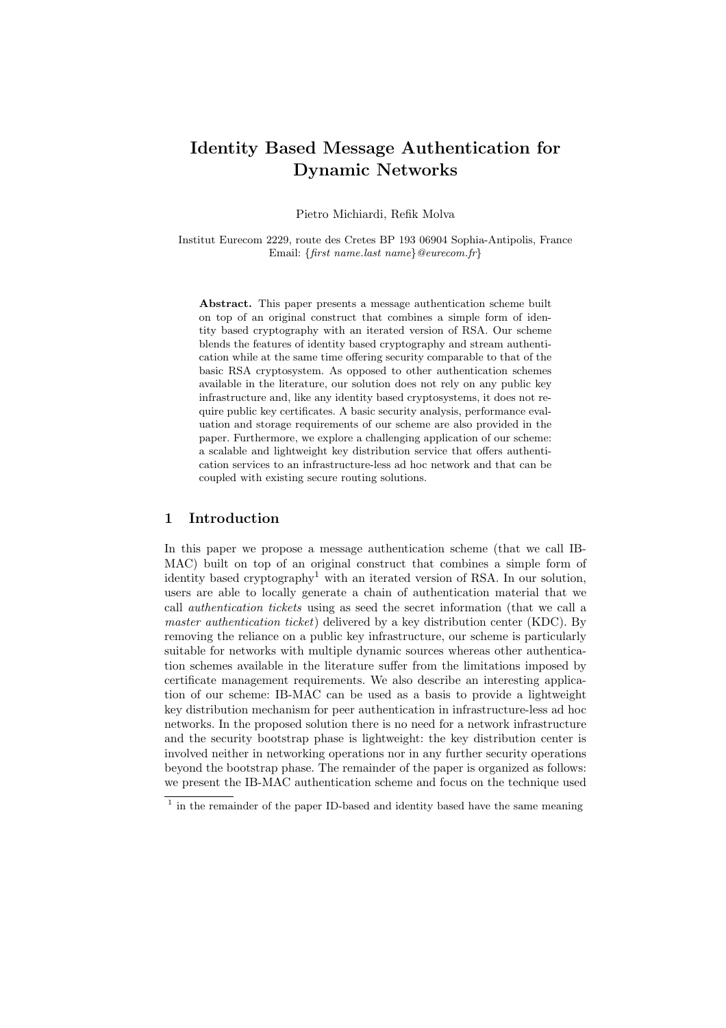# Identity Based Message Authentication for Dynamic Networks

Pietro Michiardi, Refik Molva

Institut Eurecom 2229, route des Cretes BP 193 06904 Sophia-Antipolis, France
Email: {*first name.last name*}*@eurecom.fr*}

**Abstract.** This paper presents a message authentication scheme built on top of an original construct that combines a simple form of identity based cryptography with an iterated version of RSA. Our scheme blends the features of identity based cryptography and stream authentication while at the same time offering security comparable to that of the basic RSA cryptosystem. As opposed to other authentication schemes available in the literature, our solution does not rely on any public key infrastructure and, like any identity based cryptosystems, it does not require public key certificates. A basic security analysis, performance evaluation and storage requirements of our scheme are also provided in the paper. Furthermore, we explore a challenging application of our scheme: a scalable and lightweight key distribution service that offers authentication services to an infrastructure-less ad hoc network and that can be coupled with existing secure routing solutions.

## 1 Introduction

In this paper we propose a message authentication scheme (that we call IB-MAC) built on top of an original construct that combines a simple form of identity based cryptography[1] with an iterated version of RSA. In our solution, users are able to locally generate a chain of authentication material that we call *authentication tickets* using as seed the secret information (that we call a *master authentication ticket*) delivered by a key distribution center (KDC). By removing the reliance on a public key infrastructure, our scheme is particularly suitable for networks with multiple dynamic sources whereas other authentication schemes available in the literature suffer from the limitations imposed by certificate management requirements. We also describe an interesting application of our scheme: IB-MAC can be used as a basis to provide a lightweight key distribution mechanism for peer authentication in infrastructure-less ad hoc networks. In the proposed solution there is no need for a network infrastructure and the security bootstrap phase is lightweight: the key distribution center is involved neither in networking operations nor in any further security operations beyond the bootstrap phase. The remainder of the paper is organized as follows: we present the IB-MAC authentication scheme and focus on the technique used

[1] in the remainder of the paper ID-based and identity based have the same meaning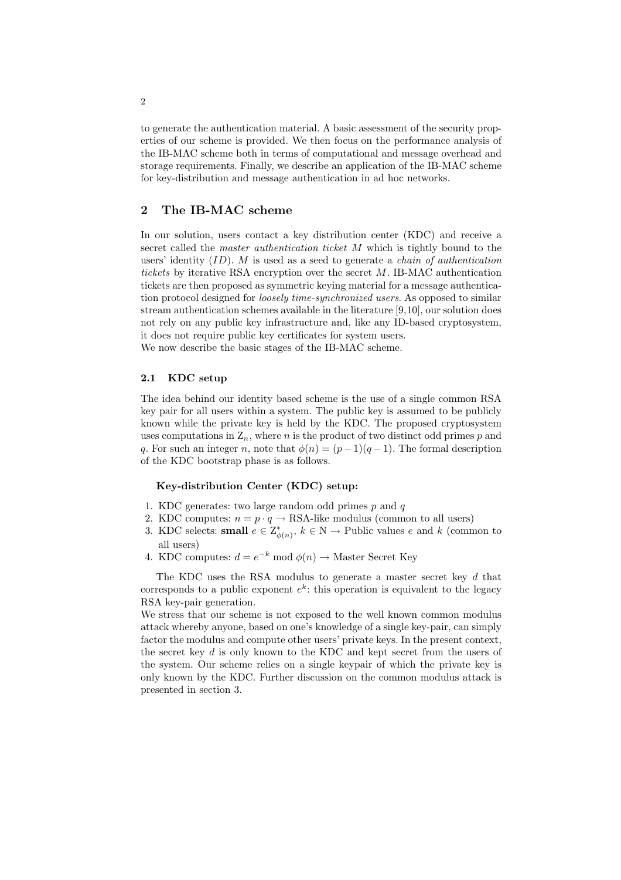to generate the authentication material. A basic assessment of the security properties of our scheme is provided. We then focus on the performance analysis of the IB-MAC scheme both in terms of computational and message overhead and storage requirements. Finally, we describe an application of the IB-MAC scheme for key-distribution and message authentication in ad hoc networks.

## 2 The IB-MAC scheme

In our solution, users contact a key distribution center (KDC) and receive a secret called the *master authentication ticket* $M$ which is tightly bound to the users' identity ($ID$). $M$ is used as a seed to generate a *chain of authentication tickets* by iterative RSA encryption over the secret $M$. IB-MAC authentication tickets are then proposed as symmetric keying material for a message authentication protocol designed for *loosely time-synchronized users*. As opposed to similar stream authentication schemes available in the literature [9,10], our solution does not rely on any public key infrastructure and, like any ID-based cryptosystem, it does not require public key certificates for system users.
We now describe the basic stages of the IB-MAC scheme.

### 2.1 KDC setup

The idea behind our identity based scheme is the use of a single common RSA key pair for all users within a system. The public key is assumed to be publicly known while the private key is held by the KDC. The proposed cryptosystem uses computations in $\mathrm{Z}_n$, where $n$ is the product of two distinct odd primes $p$ and $q$. For such an integer $n$, note that $\phi(n) = (p-1)(q-1)$. The formal description of the KDC bootstrap phase is as follows.

**Key-distribution Center (KDC) setup:**

1. KDC generates: two large random odd primes $p$ and $q$
2. KDC computes: $n = p \cdot q \rightarrow$ RSA-like modulus (common to all users)
3. KDC selects: **small** $e \in \mathrm{Z}^*_{\phi(n)}$, $k \in \mathrm{N} \rightarrow$ Public values $e$ and $k$ (common to all users)
4. KDC computes: $d = e^{-k} \bmod \phi(n) \rightarrow$ Master Secret Key

The KDC uses the RSA modulus to generate a master secret key $d$ that corresponds to a public exponent $e^k$: this operation is equivalent to the legacy RSA key-pair generation.
We stress that our scheme is not exposed to the well known common modulus attack whereby anyone, based on one's knowledge of a single key-pair, can simply factor the modulus and compute other users' private keys. In the present context, the secret key $d$ is only known to the KDC and kept secret from the users of the system. Our scheme relies on a single keypair of which the private key is only known by the KDC. Further discussion on the common modulus attack is presented in section 3.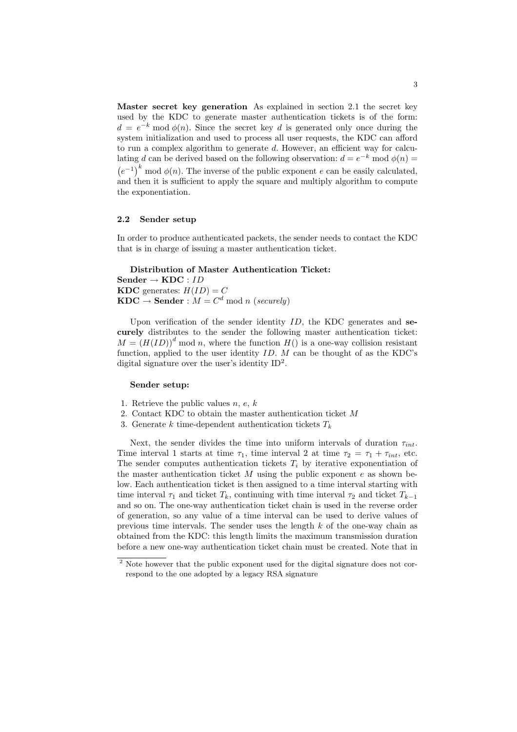**Master secret key generation** As explained in section 2.1 the secret key used by the KDC to generate master authentication tickets is of the form: $d = e^{-k} \bmod \phi(n)$. Since the secret key $d$ is generated only once during the system initialization and used to process all user requests, the KDC can afford to run a complex algorithm to generate $d$. However, an efficient way for calculating $d$ can be derived based on the following observation: $d = e^{-k} \bmod \phi(n) = \left(e^{-1}\right)^k \bmod \phi(n)$. The inverse of the public exponent $e$ can be easily calculated, and then it is sufficient to apply the square and multiply algorithm to compute the exponentiation.

### 2.2 Sender setup

In order to produce authenticated packets, the sender needs to contact the KDC that is in charge of issuing a master authentication ticket.

**Distribution of Master Authentication Ticket:**
**Sender** $\rightarrow$ **KDC** : $ID$
**KDC** generates: $H(ID) = C$
**KDC** $\rightarrow$ **Sender** : $M = C^d \bmod n$ (*securely*)

Upon verification of the sender identity $ID$, the KDC generates and **securely** distributes to the sender the following master authentication ticket: $M = (H(ID))^d \bmod n$, where the function $H()$ is a one-way collision resistant function, applied to the user identity $ID$. $M$ can be thought of as the KDC's digital signature over the user's identity ID[2].

**Sender setup:**

1. Retrieve the public values $n$, $e$, $k$
2. Contact KDC to obtain the master authentication ticket $M$
3. Generate $k$ time-dependent authentication tickets $T_k$

Next, the sender divides the time into uniform intervals of duration $\tau_{int}$. Time interval 1 starts at time $\tau_1$, time interval 2 at time $\tau_2 = \tau_1 + \tau_{int}$, etc. The sender computes authentication tickets $T_i$ by iterative exponentiation of the master authentication ticket $M$ using the public exponent $e$ as shown below. Each authentication ticket is then assigned to a time interval starting with time interval $\tau_1$ and ticket $T_k$, continuing with time interval $\tau_2$ and ticket $T_{k-1}$ and so on. The one-way authentication ticket chain is used in the reverse order of generation, so any value of a time interval can be used to derive values of previous time intervals. The sender uses the length $k$ of the one-way chain as obtained from the KDC: this length limits the maximum transmission duration before a new one-way authentication ticket chain must be created. Note that in

[2] Note however that the public exponent used for the digital signature does not correspond to the one adopted by a legacy RSA signature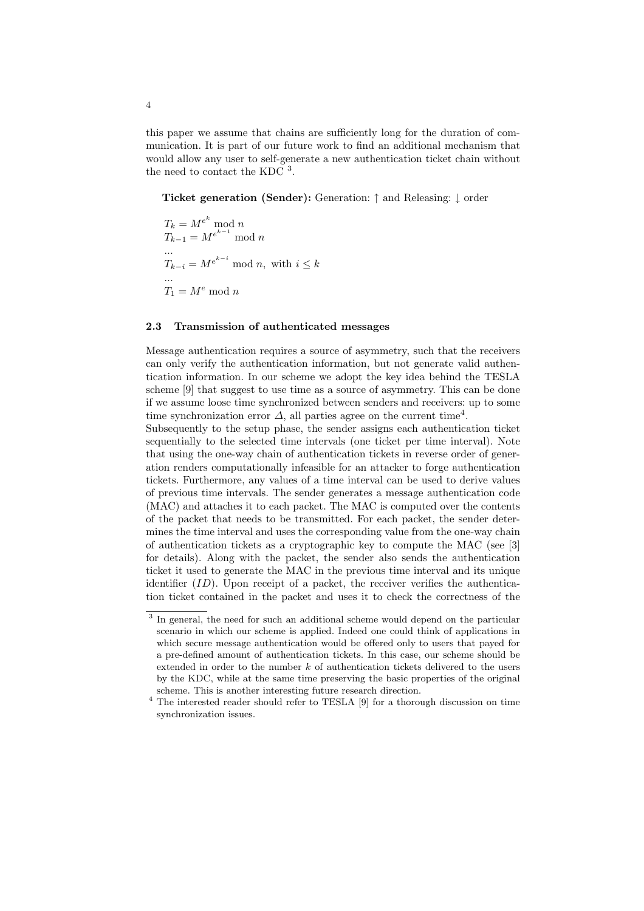this paper we assume that chains are sufficiently long for the duration of communication. It is part of our future work to find an additional mechanism that would allow any user to self-generate a new authentication ticket chain without the need to contact the KDC [3].

**Ticket generation (Sender):** Generation: $\uparrow$ and Releasing: $\downarrow$ order

$T_k = M^{e^k} \bmod n$
$T_{k-1} = M^{e^{k-1}} \bmod n$
...
$T_{k-i} = M^{e^{k-i}} \bmod n$, with $i \leq k$
...
$T_1 = M^e \bmod n$

### 2.3 Transmission of authenticated messages

Message authentication requires a source of asymmetry, such that the receivers can only verify the authentication information, but not generate valid authentication information. In our scheme we adopt the key idea behind the TESLA scheme [9] that suggest to use time as a source of asymmetry. This can be done if we assume loose time synchronized between senders and receivers: up to some time synchronization error $\Delta$, all parties agree on the current time[4].
Subsequently to the setup phase, the sender assigns each authentication ticket sequentially to the selected time intervals (one ticket per time interval). Note that using the one-way chain of authentication tickets in reverse order of generation renders computationally infeasible for an attacker to forge authentication tickets. Furthermore, any values of a time interval can be used to derive values of previous time intervals. The sender generates a message authentication code (MAC) and attaches it to each packet. The MAC is computed over the contents of the packet that needs to be transmitted. For each packet, the sender determines the time interval and uses the corresponding value from the one-way chain of authentication tickets as a cryptographic key to compute the MAC (see [3] for details). Along with the packet, the sender also sends the authentication ticket it used to generate the MAC in the previous time interval and its unique identifier ($ID$). Upon receipt of a packet, the receiver verifies the authentication ticket contained in the packet and uses it to check the correctness of the

---

[3] In general, the need for such an additional scheme would depend on the particular scenario in which our scheme is applied. Indeed one could think of applications in which secure message authentication would be offered only to users that payed for a pre-defined amount of authentication tickets. In this case, our scheme should be extended in order to the number $k$ of authentication tickets delivered to the users by the KDC, while at the same time preserving the basic properties of the original scheme. This is another interesting future research direction.

[4] The interested reader should refer to TESLA [9] for a thorough discussion on time synchronization issues.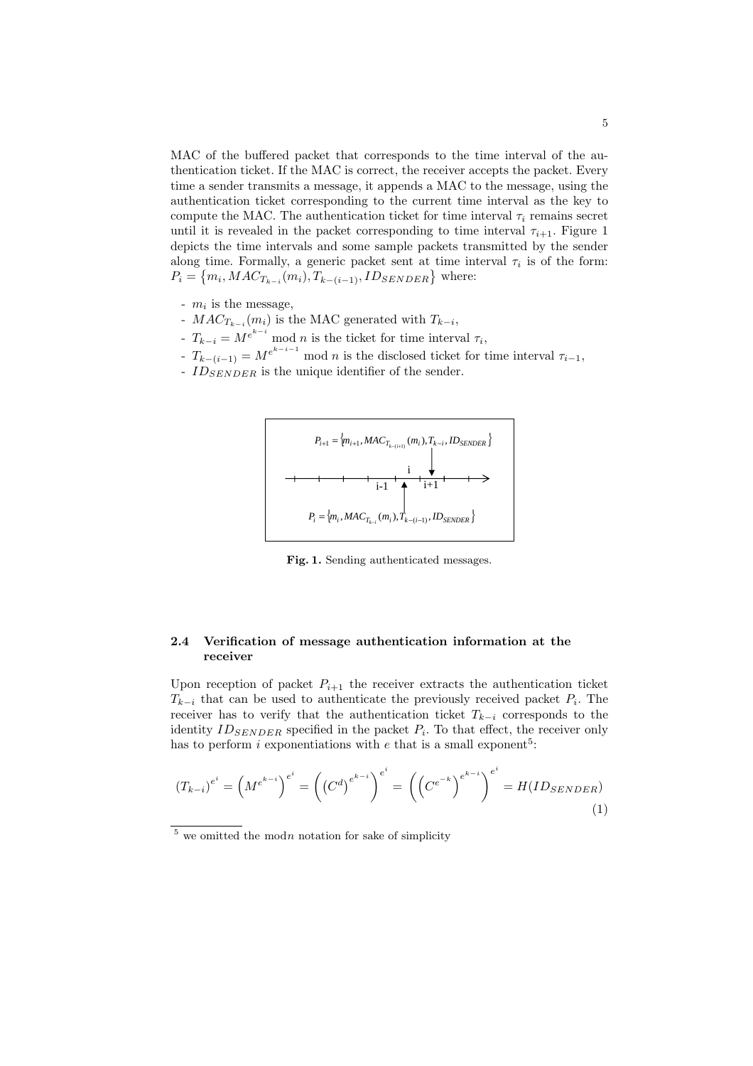MAC of the buffered packet that corresponds to the time interval of the authentication ticket. If the MAC is correct, the receiver accepts the packet. Every time a sender transmits a message, it appends a MAC to the message, using the authentication ticket corresponding to the current time interval as the key to compute the MAC. The authentication ticket for time interval $\tau_i$ remains secret until it is revealed in the packet corresponding to time interval $\tau_{i+1}$. Figure 1 depicts the time intervals and some sample packets transmitted by the sender along time. Formally, a generic packet sent at time interval $\tau_i$ is of the form: $P_i = \{m_i, MAC_{T_{k-i}}(m_i), T_{k-(i-1)}, ID_{SENDER}\}$ where:

- $m_i$ is the message,
- $MAC_{T_{k-i}}(m_i)$ is the MAC generated with $T_{k-i}$,
- $T_{k-i} = M^{e^{k-i}} \bmod n$ is the ticket for time interval $\tau_i$,
- $T_{k-(i-1)} = M^{e^{k-i-1}} \bmod n$ is the disclosed ticket for time interval $\tau_{i-1}$,
- $ID_{SENDER}$ is the unique identifier of the sender.

$P_{i+1} = \{m_{i+1}, MAC_{T_{k-(i+1)}}(m_i), T_{k-i}, ID_{SENDER}\}$

$P_i = \{m_i, MAC_{T_{k-i}}(m_i), T_{k-(i-1)}, ID_{SENDER}\}$

**Fig. 1.** Sending authenticated messages.

### 2.4 Verification of message authentication information at the receiver

Upon reception of packet $P_{i+1}$ the receiver extracts the authentication ticket $T_{k-i}$ that can be used to authenticate the previously received packet $P_i$. The receiver has to verify that the authentication ticket $T_{k-i}$ corresponds to the identity $ID_{SENDER}$ specified in the packet $P_i$. To that effect, the receiver only has to perform $i$ exponentiations with $e$ that is a small exponent[5]:

$$(T_{k-i})^{e^i} = \left(M^{e^{k-i}}\right)^{e^i} = \left(\left(C^d\right)^{e^{k-i}}\right)^{e^i} = \left(\left(C^{e^{-k}}\right)^{e^{k-i}}\right)^{e^i} = H(ID_{SENDER}) \tag{1}$$

[5] we omitted the mod$n$ notation for sake of simplicity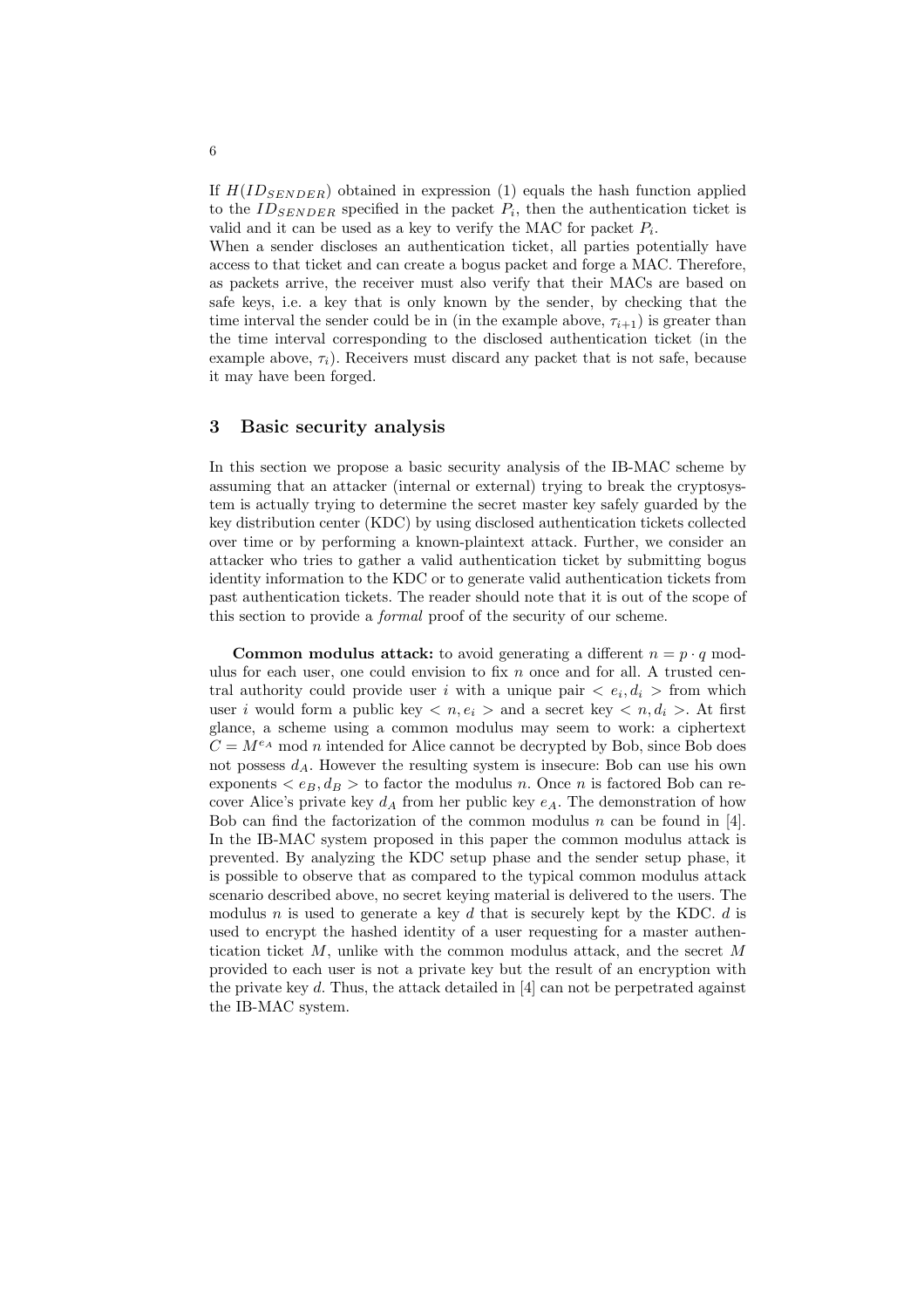If $H(ID_{SENDER})$ obtained in expression (1) equals the hash function applied to the $ID_{SENDER}$ specified in the packet $P_i$, then the authentication ticket is valid and it can be used as a key to verify the MAC for packet $P_i$.
When a sender discloses an authentication ticket, all parties potentially have access to that ticket and can create a bogus packet and forge a MAC. Therefore, as packets arrive, the receiver must also verify that their MACs are based on safe keys, i.e. a key that is only known by the sender, by checking that the time interval the sender could be in (in the example above, $\tau_{i+1}$) is greater than the time interval corresponding to the disclosed authentication ticket (in the example above, $\tau_i$). Receivers must discard any packet that is not safe, because it may have been forged.

## 3 Basic security analysis

In this section we propose a basic security analysis of the IB-MAC scheme by assuming that an attacker (internal or external) trying to break the cryptosystem is actually trying to determine the secret master key safely guarded by the key distribution center (KDC) by using disclosed authentication tickets collected over time or by performing a known-plaintext attack. Further, we consider an attacker who tries to gather a valid authentication ticket by submitting bogus identity information to the KDC or to generate valid authentication tickets from past authentication tickets. The reader should note that it is out of the scope of this section to provide a *formal* proof of the security of our scheme.

**Common modulus attack:** to avoid generating a different $n = p \cdot q$ modulus for each user, one could envision to fix $n$ once and for all. A trusted central authority could provide user $i$ with a unique pair $< e_i, d_i >$ from which user $i$ would form a public key $< n, e_i >$ and a secret key $< n, d_i >$. At first glance, a scheme using a common modulus may seem to work: a ciphertext $C = M^{e_A} \bmod n$ intended for Alice cannot be decrypted by Bob, since Bob does not possess $d_A$. However the resulting system is insecure: Bob can use his own exponents $< e_B, d_B >$ to factor the modulus $n$. Once $n$ is factored Bob can recover Alice's private key $d_A$ from her public key $e_A$. The demonstration of how Bob can find the factorization of the common modulus $n$ can be found in [4]. In the IB-MAC system proposed in this paper the common modulus attack is prevented. By analyzing the KDC setup phase and the sender setup phase, it is possible to observe that as compared to the typical common modulus attack scenario described above, no secret keying material is delivered to the users. The modulus $n$ is used to generate a key $d$ that is securely kept by the KDC. $d$ is used to encrypt the hashed identity of a user requesting for a master authentication ticket $M$, unlike with the common modulus attack, and the secret $M$ provided to each user is not a private key but the result of an encryption with the private key $d$. Thus, the attack detailed in [4] can not be perpetrated against the IB-MAC system.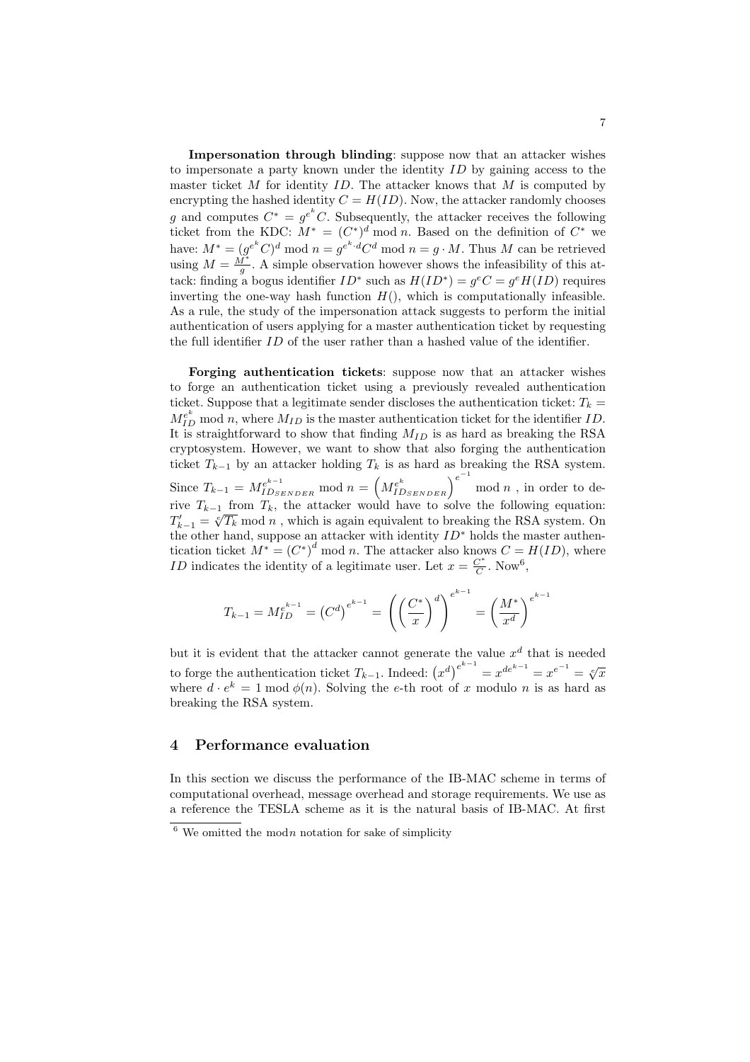**Impersonation through blinding**: suppose now that an attacker wishes to impersonate a party known under the identity $ID$ by gaining access to the master ticket $M$ for identity $ID$. The attacker knows that $M$ is computed by encrypting the hashed identity $C = H(ID)$. Now, the attacker randomly chooses $g$ and computes $C^* = g^{e^k}C$. Subsequently, the attacker receives the following ticket from the KDC: $M^* = (C^*)^d \bmod n$. Based on the definition of $C^*$ we have: $M^* = (g^{e^k}C)^d \bmod n = g^{e^k \cdot d}C^d \bmod n = g \cdot M$. Thus $M$ can be retrieved using $M = \frac{M^*}{g}$. A simple observation however shows the infeasibility of this attack: finding a bogus identifier $ID^*$ such as $H(ID^*) = g^e C = g^e H(ID)$ requires inverting the one-way hash function $H()$, which is computationally infeasible. As a rule, the study of the impersonation attack suggests to perform the initial authentication of users applying for a master authentication ticket by requesting the full identifier $ID$ of the user rather than a hashed value of the identifier.

**Forging authentication tickets**: suppose now that an attacker wishes to forge an authentication ticket using a previously revealed authentication ticket. Suppose that a legitimate sender discloses the authentication ticket: $T_k = M_{ID}^{e^k} \bmod n$, where $M_{ID}$ is the master authentication ticket for the identifier $ID$. It is straightforward to show that finding $M_{ID}$ is as hard as breaking the RSA cryptosystem. However, we want to show that also forging the authentication ticket $T_{k-1}$ by an attacker holding $T_k$ is as hard as breaking the RSA system. Since $T_{k-1} = M_{ID_{SENDER}}^{e^{k-1}} \bmod n = \left(M_{ID_{SENDER}}^{e^k}\right)^{e^{-1}} \bmod n$ , in order to derive $T_{k-1}$ from $T_k$, the attacker would have to solve the following equation: $T'_{k-1} = \sqrt[e]{T_k} \bmod n$ , which is again equivalent to breaking the RSA system. On the other hand, suppose an attacker with identity $ID^*$ holds the master authentication ticket $M^* = (C^*)^d \bmod n$. The attacker also knows $C = H(ID)$, where $ID$ indicates the identity of a legitimate user. Let $x = \frac{C^*}{C}$. Now[6],

$$T_{k-1} = M_{ID}^{e^{k-1}} = \left(C^d\right)^{e^{k-1}} = \left(\left(\frac{C^*}{x}\right)^d\right)^{e^{k-1}} = \left(\frac{M^*}{x^d}\right)^{e^{k-1}}$$

but it is evident that the attacker cannot generate the value $x^d$ that is needed to forge the authentication ticket $T_{k-1}$. Indeed: $\left(x^d\right)^{e^{k-1}} = x^{de^{k-1}} = x^{e^{-1}} = \sqrt[e]{x}$ where $d \cdot e^k = 1 \bmod \phi(n)$. Solving the $e$-th root of $x$ modulo $n$ is as hard as breaking the RSA system.

## 4 Performance evaluation

In this section we discuss the performance of the IB-MAC scheme in terms of computational overhead, message overhead and storage requirements. We use as a reference the TESLA scheme as it is the natural basis of IB-MAC. At first

[6] We omitted the mod$n$ notation for sake of simplicity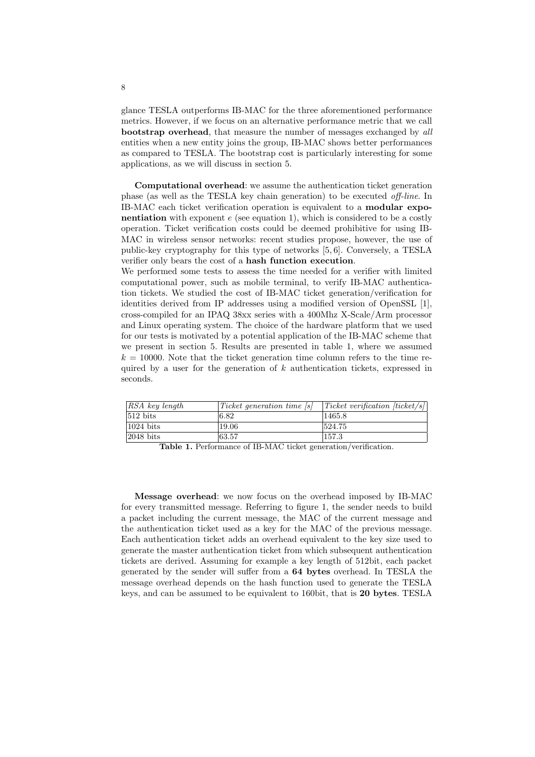glance TESLA outperforms IB-MAC for the three aforementioned performance metrics. However, if we focus on an alternative performance metric that we call **bootstrap overhead**, that measure the number of messages exchanged by *all* entities when a new entity joins the group, IB-MAC shows better performances as compared to TESLA. The bootstrap cost is particularly interesting for some applications, as we will discuss in section 5.

**Computational overhead**: we assume the authentication ticket generation phase (as well as the TESLA key chain generation) to be executed *off-line*. In IB-MAC each ticket verification operation is equivalent to a **modular exponentiation** with exponent $e$ (see equation 1), which is considered to be a costly operation. Ticket verification costs could be deemed prohibitive for using IB-MAC in wireless sensor networks: recent studies propose, however, the use of public-key cryptography for this type of networks [5, 6]. Conversely, a TESLA verifier only bears the cost of a **hash function execution**.
We performed some tests to assess the time needed for a verifier with limited computational power, such as mobile terminal, to verify IB-MAC authentication tickets. We studied the cost of IB-MAC ticket generation/verification for identities derived from IP addresses using a modified version of OpenSSL [1], cross-compiled for an IPAQ 38xx series with a 400Mhz X-Scale/Arm processor and Linux operating system. The choice of the hardware platform that we used for our tests is motivated by a potential application of the IB-MAC scheme that we present in section 5. Results are presented in table 1, where we assumed $k = 10000$. Note that the ticket generation time column refers to the time required by a user for the generation of $k$ authentication tickets, expressed in seconds.

| *RSA key length* | *Ticket generation time [s]* | *Ticket verification [ticket/s]* |
|---|---|---|
| 512 bits | 6.82 | 1465.8 |
| 1024 bits | 19.06 | 524.75 |
| 2048 bits | 63.57 | 157.3 |

**Table 1.** Performance of IB-MAC ticket generation/verification.

**Message overhead**: we now focus on the overhead imposed by IB-MAC for every transmitted message. Referring to figure 1, the sender needs to build a packet including the current message, the MAC of the current message and the authentication ticket used as a key for the MAC of the previous message. Each authentication ticket adds an overhead equivalent to the key size used to generate the master authentication ticket from which subsequent authentication tickets are derived. Assuming for example a key length of 512bit, each packet generated by the sender will suffer from a **64 bytes** overhead. In TESLA the message overhead depends on the hash function used to generate the TESLA keys, and can be assumed to be equivalent to 160bit, that is **20 bytes**. TESLA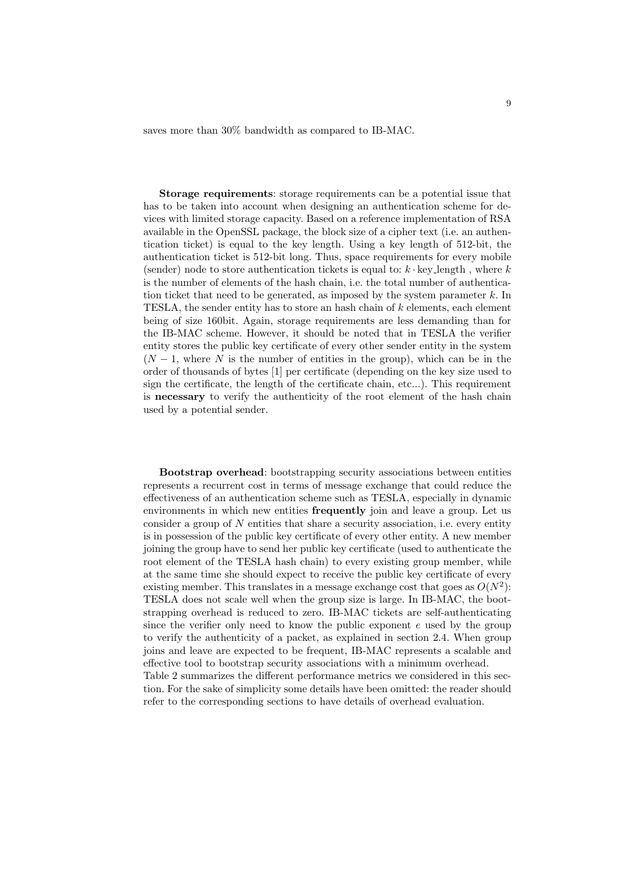saves more than 30% bandwidth as compared to IB-MAC.

**Storage requirements**: storage requirements can be a potential issue that has to be taken into account when designing an authentication scheme for devices with limited storage capacity. Based on a reference implementation of RSA available in the OpenSSL package, the block size of a cipher text (i.e. an authentication ticket) is equal to the key length. Using a key length of 512-bit, the authentication ticket is 512-bit long. Thus, space requirements for every mobile (sender) node to store authentication tickets is equal to: $k \cdot \text{key\_length}$ , where $k$ is the number of elements of the hash chain, i.e. the total number of authentication ticket that need to be generated, as imposed by the system parameter $k$. In TESLA, the sender entity has to store an hash chain of $k$ elements, each element being of size 160bit. Again, storage requirements are less demanding than for the IB-MAC scheme. However, it should be noted that in TESLA the verifier entity stores the public key certificate of every other sender entity in the system ($N - 1$, where $N$ is the number of entities in the group), which can be in the order of thousands of bytes [1] per certificate (depending on the key size used to sign the certificate, the length of the certificate chain, etc...). This requirement is **necessary** to verify the authenticity of the root element of the hash chain used by a potential sender.

**Bootstrap overhead**: bootstrapping security associations between entities represents a recurrent cost in terms of message exchange that could reduce the effectiveness of an authentication scheme such as TESLA, especially in dynamic environments in which new entities **frequently** join and leave a group. Let us consider a group of $N$ entities that share a security association, i.e. every entity is in possession of the public key certificate of every other entity. A new member joining the group have to send her public key certificate (used to authenticate the root element of the TESLA hash chain) to every existing group member, while at the same time she should expect to receive the public key certificate of every existing member. This translates in a message exchange cost that goes as $O(N^2)$: TESLA does not scale well when the group size is large. In IB-MAC, the bootstrapping overhead is reduced to zero. IB-MAC tickets are self-authenticating since the verifier only need to know the public exponent $e$ used by the group to verify the authenticity of a packet, as explained in section 2.4. When group joins and leave are expected to be frequent, IB-MAC represents a scalable and effective tool to bootstrap security associations with a minimum overhead.
Table 2 summarizes the different performance metrics we considered in this section. For the sake of simplicity some details have been omitted: the reader should refer to the corresponding sections to have details of overhead evaluation.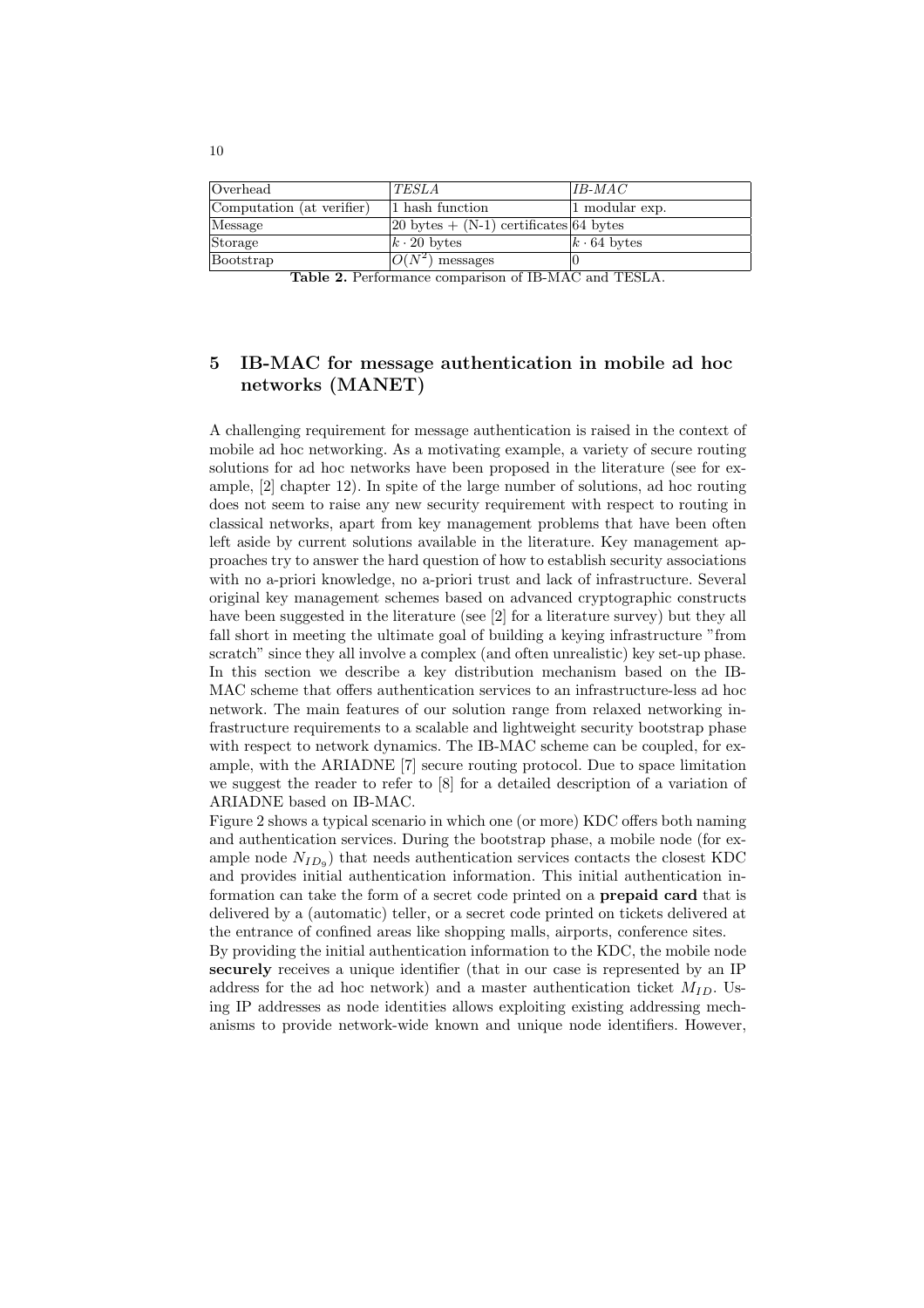| Overhead | *TESLA* | *IB-MAC* |
|---|---|---|
| Computation (at verifier) | 1 hash function | 1 modular exp. |
| Message | 20 bytes + (N-1) certificates | 64 bytes |
| Storage | $k \cdot 20$ bytes | $k \cdot 64$ bytes |
| Bootstrap | $O(N^2)$ messages | 0 |

**Table 2.** Performance comparison of IB-MAC and TESLA.

## 5 IB-MAC for message authentication in mobile ad hoc networks (MANET)

A challenging requirement for message authentication is raised in the context of mobile ad hoc networking. As a motivating example, a variety of secure routing solutions for ad hoc networks have been proposed in the literature (see for example, [2] chapter 12). In spite of the large number of solutions, ad hoc routing does not seem to raise any new security requirement with respect to routing in classical networks, apart from key management problems that have been often left aside by current solutions available in the literature. Key management approaches try to answer the hard question of how to establish security associations with no a-priori knowledge, no a-priori trust and lack of infrastructure. Several original key management schemes based on advanced cryptographic constructs have been suggested in the literature (see [2] for a literature survey) but they all fall short in meeting the ultimate goal of building a keying infrastructure "from scratch" since they all involve a complex (and often unrealistic) key set-up phase. In this section we describe a key distribution mechanism based on the IB-MAC scheme that offers authentication services to an infrastructure-less ad hoc network. The main features of our solution range from relaxed networking infrastructure requirements to a scalable and lightweight security bootstrap phase with respect to network dynamics. The IB-MAC scheme can be coupled, for example, with the ARIADNE [7] secure routing protocol. Due to space limitation we suggest the reader to refer to [8] for a detailed description of a variation of ARIADNE based on IB-MAC.

Figure 2 shows a typical scenario in which one (or more) KDC offers both naming and authentication services. During the bootstrap phase, a mobile node (for example node $N_{ID_9}$) that needs authentication services contacts the closest KDC and provides initial authentication information. This initial authentication information can take the form of a secret code printed on a **prepaid card** that is delivered by a (automatic) teller, or a secret code printed on tickets delivered at the entrance of confined areas like shopping malls, airports, conference sites.

By providing the initial authentication information to the KDC, the mobile node **securely** receives a unique identifier (that in our case is represented by an IP address for the ad hoc network) and a master authentication ticket $M_{ID}$. Using IP addresses as node identities allows exploiting existing addressing mechanisms to provide network-wide known and unique node identifiers. However,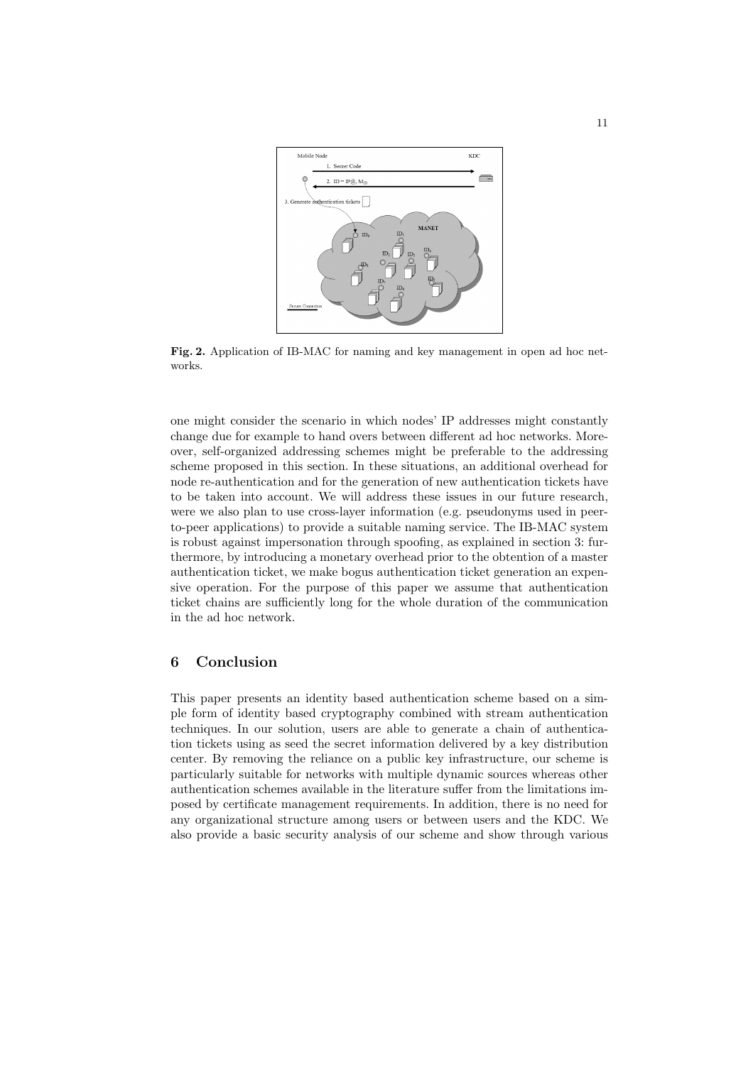Fig. 2. Application of IB-MAC for naming and key management in open ad hoc networks.

one might consider the scenario in which nodes' IP addresses might constantly change due for example to hand overs between different ad hoc networks. Moreover, self-organized addressing schemes might be preferable to the addressing scheme proposed in this section. In these situations, an additional overhead for node re-authentication and for the generation of new authentication tickets have to be taken into account. We will address these issues in our future research, were we also plan to use cross-layer information (e.g. pseudonyms used in peer-to-peer applications) to provide a suitable naming service. The IB-MAC system is robust against impersonation through spoofing, as explained in section 3: furthermore, by introducing a monetary overhead prior to the obtention of a master authentication ticket, we make bogus authentication ticket generation an expensive operation. For the purpose of this paper we assume that authentication ticket chains are sufficiently long for the whole duration of the communication in the ad hoc network.

## 6 Conclusion

This paper presents an identity based authentication scheme based on a simple form of identity based cryptography combined with stream authentication techniques. In our solution, users are able to generate a chain of authentication tickets using as seed the secret information delivered by a key distribution center. By removing the reliance on a public key infrastructure, our scheme is particularly suitable for networks with multiple dynamic sources whereas other authentication schemes available in the literature suffer from the limitations imposed by certificate management requirements. In addition, there is no need for any organizational structure among users or between users and the KDC. We also provide a basic security analysis of our scheme and show through various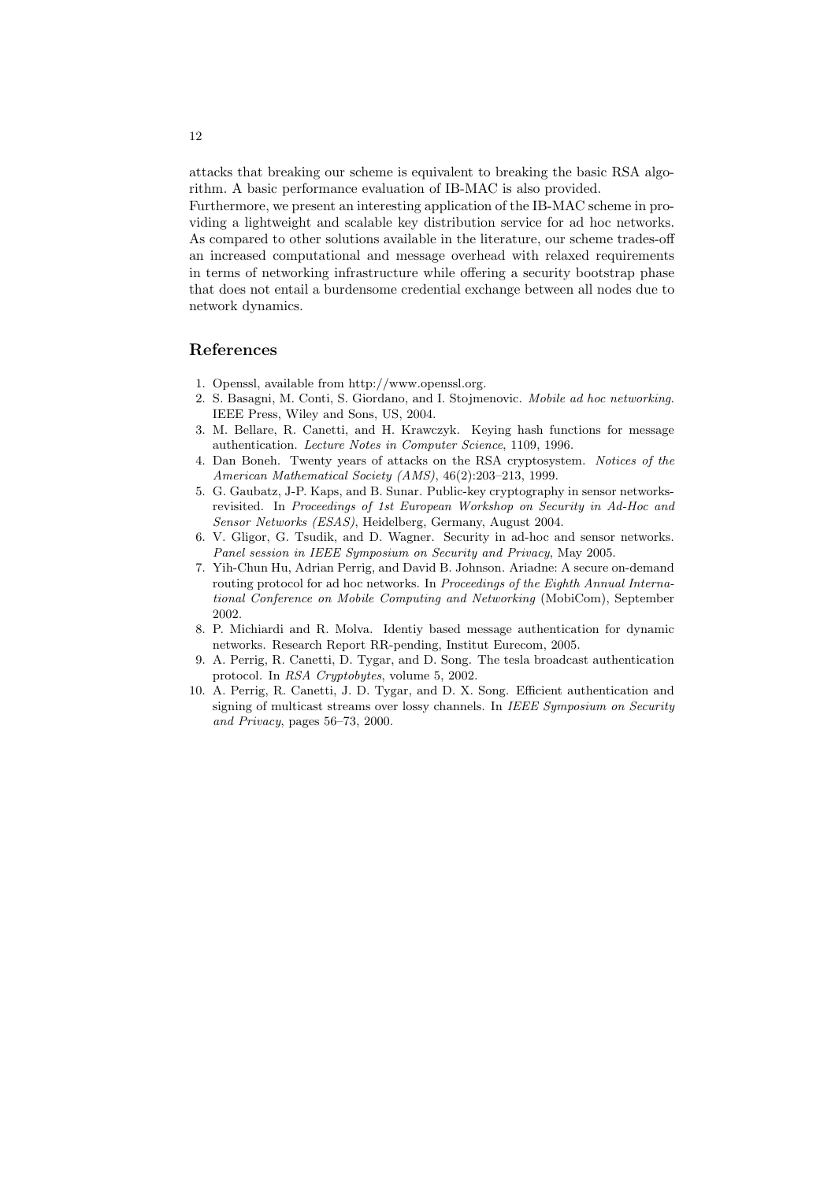attacks that breaking our scheme is equivalent to breaking the basic RSA algorithm. A basic performance evaluation of IB-MAC is also provided.

Furthermore, we present an interesting application of the IB-MAC scheme in providing a lightweight and scalable key distribution service for ad hoc networks. As compared to other solutions available in the literature, our scheme trades-off an increased computational and message overhead with relaxed requirements in terms of networking infrastructure while offering a security bootstrap phase that does not entail a burdensome credential exchange between all nodes due to network dynamics.

## References

1. Openssl, available from http://www.openssl.org.
2. S. Basagni, M. Conti, S. Giordano, and I. Stojmenovic. *Mobile ad hoc networking*. IEEE Press, Wiley and Sons, US, 2004.
3. M. Bellare, R. Canetti, and H. Krawczyk. Keying hash functions for message authentication. *Lecture Notes in Computer Science*, 1109, 1996.
4. Dan Boneh. Twenty years of attacks on the RSA cryptosystem. *Notices of the American Mathematical Society (AMS)*, 46(2):203–213, 1999.
5. G. Gaubatz, J-P. Kaps, and B. Sunar. Public-key cryptography in sensor networks-revisited. In *Proceedings of 1st European Workshop on Security in Ad-Hoc and Sensor Networks (ESAS)*, Heidelberg, Germany, August 2004.
6. V. Gligor, G. Tsudik, and D. Wagner. Security in ad-hoc and sensor networks. *Panel session in IEEE Symposium on Security and Privacy*, May 2005.
7. Yih-Chun Hu, Adrian Perrig, and David B. Johnson. Ariadne: A secure on-demand routing protocol for ad hoc networks. In *Proceedings of the Eighth Annual International Conference on Mobile Computing and Networking* (MobiCom), September 2002.
8. P. Michiardi and R. Molva. Identiy based message authentication for dynamic networks. Research Report RR-pending, Institut Eurecom, 2005.
9. A. Perrig, R. Canetti, D. Tygar, and D. Song. The tesla broadcast authentication protocol. In *RSA Cryptobytes*, volume 5, 2002.
10. A. Perrig, R. Canetti, J. D. Tygar, and D. X. Song. Efficient authentication and signing of multicast streams over lossy channels. In *IEEE Symposium on Security and Privacy*, pages 56–73, 2000.